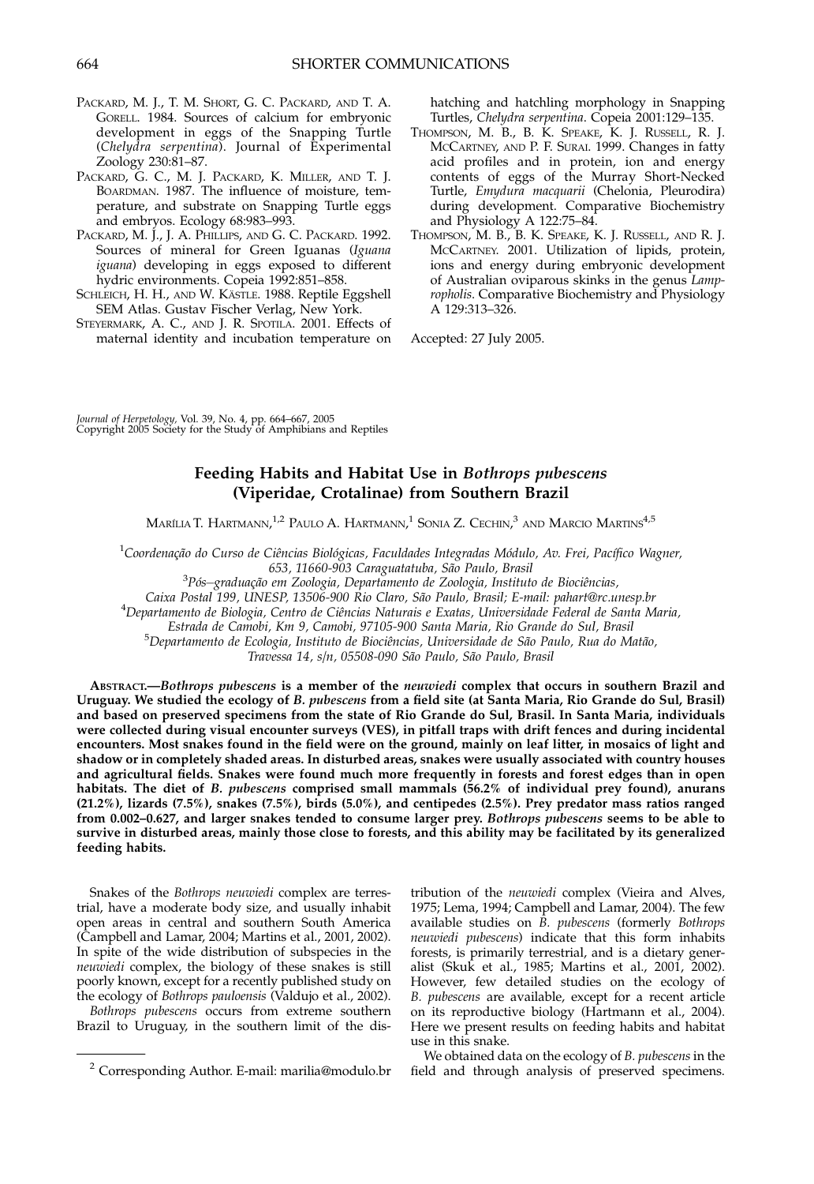Packard, M. J., T. M. Short, G. C. Packard, and T. A. Gorell. 1984. Sources of calcium for embryonic development in eggs of the Snapping Turtle (*Chelydra serpentina*). Journal of Experimental Zoology 230:81–87.

Packard, G. C., M. J. Packard, K. Miller, and T. J. Boardman. 1987. The influence of moisture, temperature, and substrate on Snapping Turtle eggs and embryos. Ecology 68:983–993.

Packard, M. J., J. A. Phillips, and G. C. Packard. 1992. Sources of mineral for Green Iguanas (*Iguana iguana*) developing in eggs exposed to different hydric environments. Copeia 1992:851–858.

Schleich, H. H., and W. Kästle. 1988. Reptile Eggshell SEM Atlas. Gustav Fischer Verlag, New York.

Steyermark, A. C., and J. R. Spotila. 2001. Effects of maternal identity and incubation temperature on hatching and hatchling morphology in Snapping Turtles, *Chelydra serpentina*. Copeia 2001:129–135.

Thompson, M. B., B. K. Speake, K. J. Russell, R. J. McCartney, and P. F. Surai. 1999. Changes in fatty acid profiles and in protein, ion and energy contents of eggs of the Murray Short-Necked Turtle, *Emydura macquarii* (Chelonia, Pleurodira) during development. Comparative Biochemistry and Physiology A 122:75–84.

Thompson, M. B., B. K. Speake, K. J. Russell, and R. J. McCartney. 2001. Utilization of lipids, protein, ions and energy during embryonic development of Australian oviparous skinks in the genus *Lampropholis*. Comparative Biochemistry and Physiology A 129:313–326.

Accepted: 27 July 2005.

*Journal of Herpetology*, Vol. 39, No. 4, pp. 664–667, 2005
Copyright 2005 Society for the Study of Amphibians and Reptiles

# Feeding Habits and Habitat Use in *Bothrops pubescens* (Viperidae, Crotalinae) from Southern Brazil

Marília T. Hartmann,[1,2] Paulo A. Hartmann,[1] Sonia Z. Cechin,[3] and Marcio Martins[4,5]

[1]Coordenação do Curso de Ciências Biológicas, Faculdades Integradas Módulo, Av. Frei, Pacífico Wagner, 653, 11660-903 Caraguatatuba, São Paulo, Brasil
[3]Pós–graduação em Zoologia, Departamento de Zoologia, Instituto de Biociências, Caixa Postal 199, UNESP, 13506-900 Rio Claro, São Paulo, Brasil; E-mail: pahart@rc.unesp.br
[4]Departamento de Biologia, Centro de Ciências Naturais e Exatas, Universidade Federal de Santa Maria, Estrada de Camobi, Km 9, Camobi, 97105-900 Santa Maria, Rio Grande do Sul, Brasil
[5]Departamento de Ecologia, Instituto de Biociências, Universidade de São Paulo, Rua do Matão, Travessa 14, s/n, 05508-090 São Paulo, São Paulo, Brasil

**Abstract.—*Bothrops pubescens* is a member of the *neuwiedi* complex that occurs in southern Brazil and Uruguay. We studied the ecology of *B. pubescens* from a field site (at Santa Maria, Rio Grande do Sul, Brasil) and based on preserved specimens from the state of Rio Grande do Sul, Brasil. In Santa Maria, individuals were collected during visual encounter surveys (VES), in pitfall traps with drift fences and during incidental encounters. Most snakes found in the field were on the ground, mainly on leaf litter, in mosaics of light and shadow or in completely shaded areas. In disturbed areas, snakes were usually associated with country houses and agricultural fields. Snakes were found much more frequently in forests and forest edges than in open habitats. The diet of *B. pubescens* comprised small mammals (56.2% of individual prey found), anurans (21.2%), lizards (7.5%), snakes (7.5%), birds (5.0%), and centipedes (2.5%). Prey predator mass ratios ranged from 0.002–0.627, and larger snakes tended to consume larger prey. *Bothrops pubescens* seems to be able to survive in disturbed areas, mainly those close to forests, and this ability may be facilitated by its generalized feeding habits.**

Snakes of the *Bothrops neuwiedi* complex are terrestrial, have a moderate body size, and usually inhabit open areas in central and southern South America (Campbell and Lamar, 2004; Martins et al., 2001, 2002). In spite of the wide distribution of subspecies in the *neuwiedi* complex, the biology of these snakes is still poorly known, except for a recently published study on the ecology of *Bothrops pauloensis* (Valdujo et al., 2002).

*Bothrops pubescens* occurs from extreme southern Brazil to Uruguay, in the southern limit of the distribution of the *neuwiedi* complex (Vieira and Alves, 1975; Lema, 1994; Campbell and Lamar, 2004). The few available studies on *B. pubescens* (formerly *Bothrops neuwiedi pubescens*) indicate that this form inhabits forests, is primarily terrestrial, and is a dietary generalist (Skuk et al., 1985; Martins et al., 2001, 2002). However, few detailed studies on the ecology of *B. pubescens* are available, except for a recent article on its reproductive biology (Hartmann et al., 2004). Here we present results on feeding habits and habitat use in this snake.

We obtained data on the ecology of *B. pubescens* in the field and through analysis of preserved specimens.

[2] Corresponding Author. E-mail: marilia@modulo.br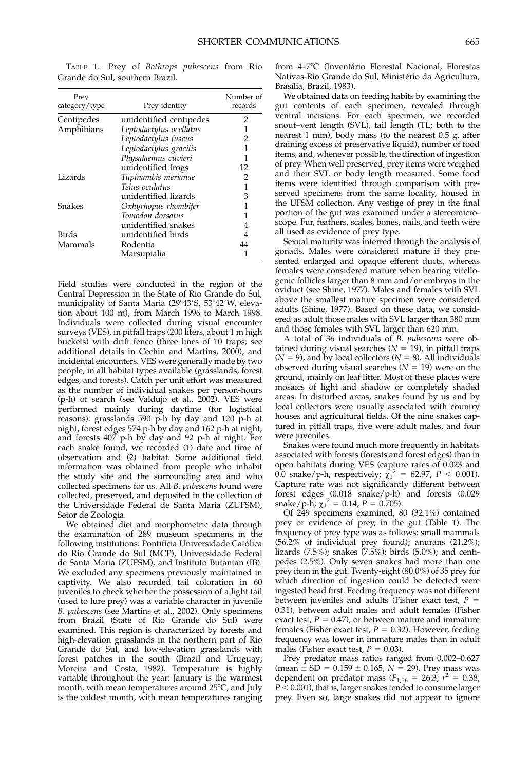TABLE 1. Prey of *Bothrops pubescens* from Rio Grande do Sul, southern Brazil.

| Prey category/type | Prey identity | Number of records |
|---|---|---|
| Centipedes | unidentified centipedes | 2 |
| Amphibians | *Leptodactylus ocellatus* | 1 |
| | *Leptodactylus fuscus* | 2 |
| | *Leptodactylus gracilis* | 1 |
| | *Physalaemus cuvieri* | 1 |
| | unidentified frogs | 12 |
| Lizards | *Tupinambis merianae* | 2 |
| | *Teius oculatus* | 1 |
| | unidentified lizards | 3 |
| Snakes | *Oxyrhopus rhombifer* | 1 |
| | *Tomodon dorsatus* | 1 |
| | unidentified snakes | 4 |
| Birds | unidentified birds | 4 |
| Mammals | Rodentia | 44 |
| | Marsupialia | 1 |

Field studies were conducted in the region of the Central Depression in the State of Rio Grande do Sul, municipality of Santa Maria (29°43′S, 53°42′W, elevation about 100 m), from March 1996 to March 1998. Individuals were collected during visual encounter surveys (VES), in pitfall traps (200 liters, about 1 m high buckets) with drift fence (three lines of 10 traps; see additional details in Cechin and Martins, 2000), and incidental encounters. VES were generally made by two people, in all habitat types available (grasslands, forest edges, and forests). Catch per unit effort was measured as the number of individual snakes per person-hours (p-h) of search (see Valdujo et al., 2002). VES were performed mainly during daytime (for logistical reasons): grasslands 590 p-h by day and 120 p-h at night, forest edges 574 p-h by day and 162 p-h at night, and forests 407 p-h by day and 92 p-h at night. For each snake found, we recorded (1) date and time of observation and (2) habitat. Some additional field information was obtained from people who inhabit the study site and the surrounding area and who collected specimens for us. All *B. pubescens* found were collected, preserved, and deposited in the collection of the Universidade Federal de Santa Maria (ZUFSM), Setor de Zoologia.

We obtained diet and morphometric data through the examination of 289 museum specimens in the following institutions: Pontifícia Universidade Católica do Rio Grande do Sul (MCP), Universidade Federal de Santa Maria (ZUFSM), and Instituto Butantan (IB). We excluded any specimens previously maintained in captivity. We also recorded tail coloration in 60 juveniles to check whether the possession of a light tail (used to lure prey) was a variable character in juvenile *B. pubescens* (see Martins et al., 2002). Only specimens from Brazil (State of Rio Grande do Sul) were examined. This region is characterized by forests and high-elevation grasslands in the northern part of Rio Grande do Sul, and low-elevation grasslands with forest patches in the south (Brazil and Uruguay; Moreira and Costa, 1982). Temperature is highly variable throughout the year: January is the warmest month, with mean temperatures around 25°C, and July is the coldest month, with mean temperatures ranging from 4–7°C (Inventário Florestal Nacional, Florestas Nativas-Rio Grande do Sul, Ministério da Agricultura, Brasília, Brazil, 1983).

We obtained data on feeding habits by examining the gut contents of each specimen, revealed through ventral incisions. For each specimen, we recorded snout–vent length (SVL), tail length (TL; both to the nearest 1 mm), body mass (to the nearest 0.5 g, after draining excess of preservative liquid), number of food items, and, whenever possible, the direction of ingestion of prey. When well preserved, prey items were weighed and their SVL or body length measured. Some food items were identified through comparison with preserved specimens from the same locality, housed in the UFSM collection. Any vestige of prey in the final portion of the gut was examined under a stereomicroscope. Fur, feathers, scales, bones, nails, and teeth were all used as evidence of prey type.

Sexual maturity was inferred through the analysis of gonads. Males were considered mature if they presented enlarged and opaque efferent ducts, whereas females were considered mature when bearing vitellogenic follicles larger than 8 mm and/or embryos in the oviduct (see Shine, 1977). Males and females with SVL above the smallest mature specimen were considered adults (Shine, 1977). Based on these data, we considered as adult those males with SVL larger than 380 mm and those females with SVL larger than 620 mm.

A total of 36 individuals of *B. pubescens* were obtained during visual searches ($N = 19$), in pitfall traps ($N = 9$), and by local collectors ($N = 8$). All individuals observed during visual searches ($N = 19$) were on the ground, mainly on leaf litter. Most of these places were mosaics of light and shadow or completely shaded areas. In disturbed areas, snakes found by us and by local collectors were usually associated with country houses and agricultural fields. Of the nine snakes captured in pitfall traps, five were adult males, and four were juveniles.

Snakes were found much more frequently in habitats associated with forests (forests and forest edges) than in open habitats during VES (capture rates of 0.023 and 0.0 snake/p-h, respectively; $\chi_1^2 = 62.97$, $P < 0.001$). Capture rate was not significantly different between forest edges (0.018 snake/p-h) and forests (0.029 snake/p-h; $\chi_1^2 = 0.14$, $P = 0.705$).

Of 249 specimens examined, 80 (32.1%) contained prey or evidence of prey, in the gut (Table 1). The frequency of prey type was as follows: small mammals (56.2% of individual prey found); anurans (21.2%); lizards (7.5%); snakes (7.5%); birds (5.0%); and centipedes (2.5%). Only seven snakes had more than one prey item in the gut. Twenty-eight (80.0%) of 35 prey for which direction of ingestion could be detected were ingested head first. Feeding frequency was not different between juveniles and adults (Fisher exact test, $P = 0.31$), between adult males and adult females (Fisher exact test, $P = 0.47$), or between mature and immature females (Fisher exact test, $P = 0.32$). However, feeding frequency was lower in immature males than in adult males (Fisher exact test, $P = 0.03$).

Prey predator mass ratios ranged from 0.002–0.627 (mean ± SD = 0.159 ± 0.165, $N = 29$). Prey mass was dependent on predator mass ($F_{1,56} = 26.3$; $r^2 = 0.38$; $P < 0.001$), that is, larger snakes tended to consume larger prey. Even so, large snakes did not appear to ignore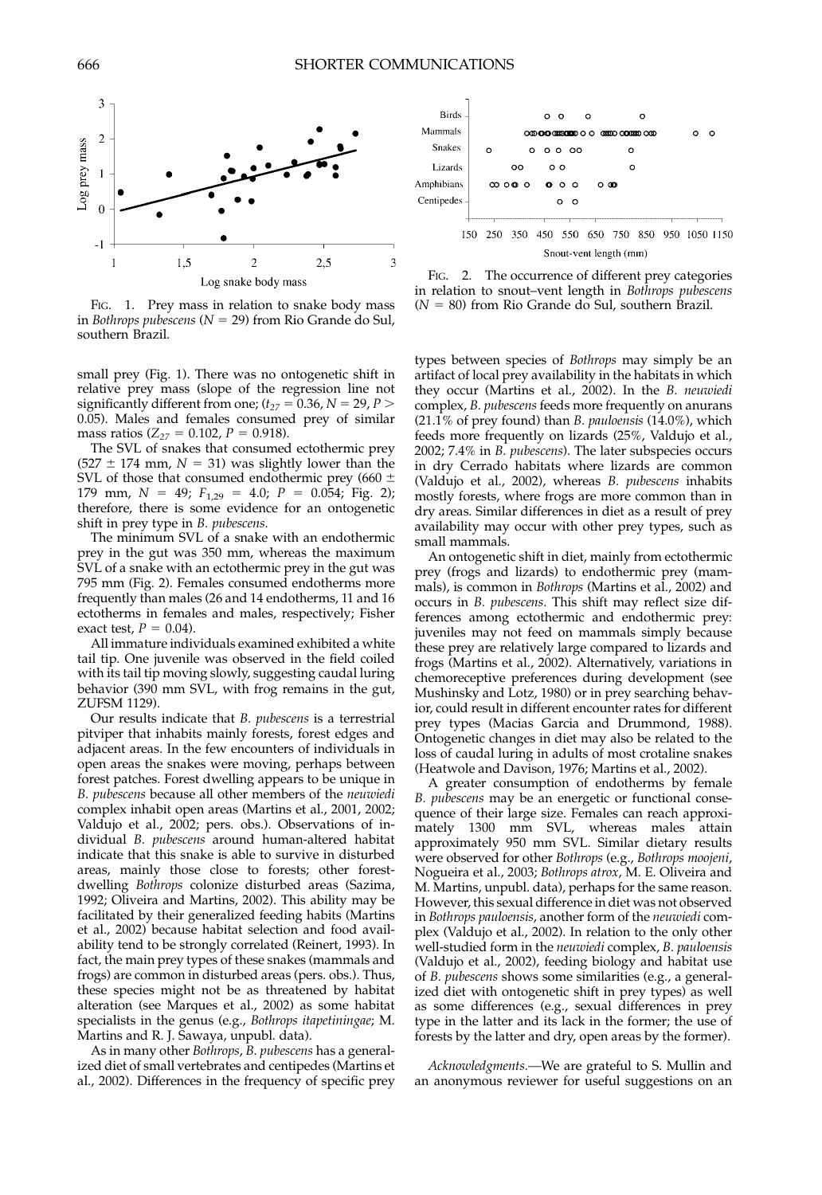FIG. 1. Prey mass in relation to snake body mass in *Bothrops pubescens* ($N = 29$) from Rio Grande do Sul, southern Brazil.

FIG. 2. The occurrence of different prey categories in relation to snout–vent length in *Bothrops pubescens* ($N = 80$) from Rio Grande do Sul, southern Brazil.

small prey (Fig. 1). There was no ontogenetic shift in relative prey mass (slope of the regression line not significantly different from one; ($t_{27} = 0.36$, $N = 29$, $P > 0.05$). Males and females consumed prey of similar mass ratios ($Z_{27} = 0.102$, $P = 0.918$).

The SVL of snakes that consumed ectothermic prey (527 ± 174 mm, $N = 31$) was slightly lower than the SVL of those that consumed endothermic prey (660 ± 179 mm, $N = 49$; $F_{1,29} = 4.0$; $P = 0.054$; Fig. 2); therefore, there is some evidence for an ontogenetic shift in prey type in *B. pubescens*.

The minimum SVL of a snake with an endothermic prey in the gut was 350 mm, whereas the maximum SVL of a snake with an ectothermic prey in the gut was 795 mm (Fig. 2). Females consumed endotherms more frequently than males (26 and 14 endotherms, 11 and 16 ectotherms in females and males, respectively; Fisher exact test, $P = 0.04$).

All immature individuals examined exhibited a white tail tip. One juvenile was observed in the field coiled with its tail tip moving slowly, suggesting caudal luring behavior (390 mm SVL, with frog remains in the gut, ZUFSM 1129).

Our results indicate that *B. pubescens* is a terrestrial pitviper that inhabits mainly forests, forest edges and adjacent areas. In the few encounters of individuals in open areas the snakes were moving, perhaps between forest patches. Forest dwelling appears to be unique in *B. pubescens* because all other members of the *neuwiedi* complex inhabit open areas (Martins et al., 2001, 2002; Valdujo et al., 2002; pers. obs.). Observations of individual *B. pubescens* around human-altered habitat indicate that this snake is able to survive in disturbed areas, mainly those close to forests; other forest-dwelling *Bothrops* colonize disturbed areas (Sazima, 1992; Oliveira and Martins, 2002). This ability may be facilitated by their generalized feeding habits (Martins et al., 2002) because habitat selection and food availability tend to be strongly correlated (Reinert, 1993). In fact, the main prey types of these snakes (mammals and frogs) are common in disturbed areas (pers. obs.). Thus, these species might not be as threatened by habitat alteration (see Marques et al., 2002) as some habitat specialists in the genus (e.g., *Bothrops itapetiningae*; M. Martins and R. J. Sawaya, unpubl. data).

As in many other *Bothrops*, *B. pubescens* has a generalized diet of small vertebrates and centipedes (Martins et al., 2002). Differences in the frequency of specific prey types between species of *Bothrops* may simply be an artifact of local prey availability in the habitats in which they occur (Martins et al., 2002). In the *B. neuwiedi* complex, *B. pubescens* feeds more frequently on anurans (21.1% of prey found) than *B. pauloensis* (14.0%), which feeds more frequently on lizards (25%, Valdujo et al., 2002; 7.4% in *B. pubescens*). The later subspecies occurs in dry Cerrado habitats where lizards are common (Valdujo et al., 2002), whereas *B. pubescens* inhabits mostly forests, where frogs are more common than in dry areas. Similar differences in diet as a result of prey availability may occur with other prey types, such as small mammals.

An ontogenetic shift in diet, mainly from ectothermic prey (frogs and lizards) to endothermic prey (mammals), is common in *Bothrops* (Martins et al., 2002) and occurs in *B. pubescens*. This shift may reflect size differences among ectothermic and endothermic prey: juveniles may not feed on mammals simply because these prey are relatively large compared to lizards and frogs (Martins et al., 2002). Alternatively, variations in chemoreceptive preferences during development (see Mushinsky and Lotz, 1980) or in prey searching behavior, could result in different encounter rates for different prey types (Macias Garcia and Drummond, 1988). Ontogenetic changes in diet may also be related to the loss of caudal luring in adults of most crotaline snakes (Heatwole and Davison, 1976; Martins et al., 2002).

A greater consumption of endotherms by female *B. pubescens* may be an energetic or functional consequence of their large size. Females can reach approximately 1300 mm SVL, whereas males attain approximately 950 mm SVL. Similar dietary results were observed for other *Bothrops* (e.g., *Bothrops moojeni*, Nogueira et al., 2003; *Bothrops atrox*, M. E. Oliveira and M. Martins, unpubl. data), perhaps for the same reason. However, this sexual difference in diet was not observed in *Bothrops pauloensis*, another form of the *neuwiedi* complex (Valdujo et al., 2002). In relation to the only other well-studied form in the *neuwiedi* complex, *B. pauloensis* (Valdujo et al., 2002), feeding biology and habitat use of *B. pubescens* shows some similarities (e.g., a generalized diet with ontogenetic shift in prey types) as well as some differences (e.g., sexual differences in prey type in the latter and its lack in the former; the use of forests by the latter and dry, open areas by the former).

*Acknowledgments.*—We are grateful to S. Mullin and an anonymous reviewer for useful suggestions on an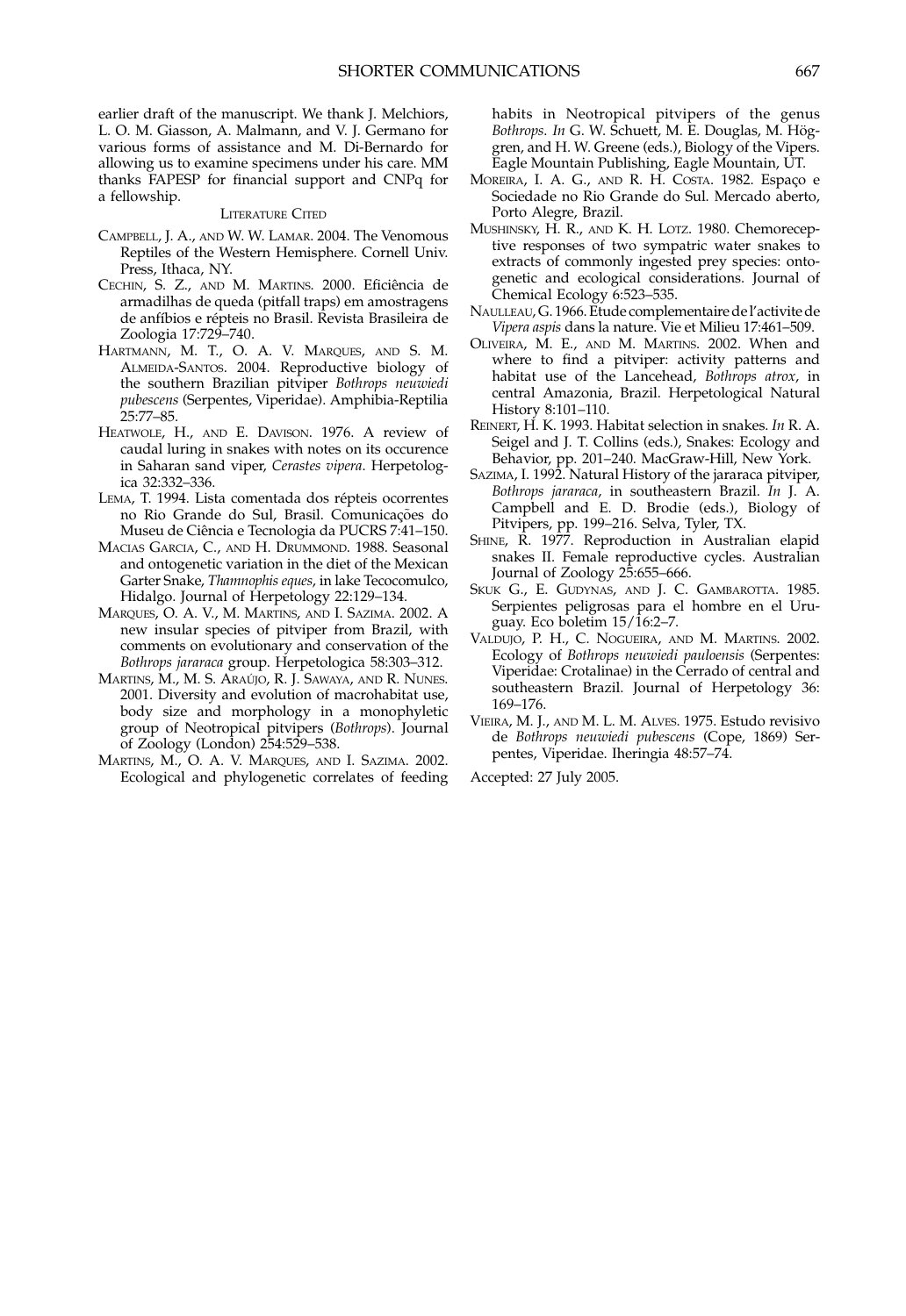earlier draft of the manuscript. We thank J. Melchiors, L. O. M. Giasson, A. Malmann, and V. J. Germano for various forms of assistance and M. Di-Bernardo for allowing us to examine specimens under his care. MM thanks FAPESP for financial support and CNPq for a fellowship.

## Literature Cited

Campbell, J. A., and W. W. Lamar. 2004. The Venomous Reptiles of the Western Hemisphere. Cornell Univ. Press, Ithaca, NY.

Cechin, S. Z., and M. Martins. 2000. Eficiência de armadilhas de queda (pitfall traps) em amostragens de anfíbios e répteis no Brasil. Revista Brasileira de Zoologia 17:729–740.

Hartmann, M. T., O. A. V. Marques, and S. M. Almeida-Santos. 2004. Reproductive biology of the southern Brazilian pitviper *Bothrops neuwiedi pubescens* (Serpentes, Viperidae). Amphibia-Reptilia 25:77–85.

Heatwole, H., and E. Davison. 1976. A review of caudal luring in snakes with notes on its occurence in Saharan sand viper, *Cerastes vipera*. Herpetologica 32:332–336.

Lema, T. 1994. Lista comentada dos répteis ocorrentes no Rio Grande do Sul, Brasil. Comunicações do Museu de Ciência e Tecnologia da PUCRS 7:41–150.

Macias Garcia, C., and H. Drummond. 1988. Seasonal and ontogenetic variation in the diet of the Mexican Garter Snake, *Thamnophis eques*, in lake Tecocomulco, Hidalgo. Journal of Herpetology 22:129–134.

Marques, O. A. V., M. Martins, and I. Sazima. 2002. A new insular species of pitviper from Brazil, with comments on evolutionary and conservation of the *Bothrops jararaca* group. Herpetologica 58:303–312.

Martins, M., M. S. Araújo, R. J. Sawaya, and R. Nunes. 2001. Diversity and evolution of macrohabitat use, body size and morphology in a monophyletic group of Neotropical pitvipers (*Bothrops*). Journal of Zoology (London) 254:529–538.

Martins, M., O. A. V. Marques, and I. Sazima. 2002. Ecological and phylogenetic correlates of feeding habits in Neotropical pitvipers of the genus *Bothrops*. *In* G. W. Schuett, M. E. Douglas, M. Höggren, and H. W. Greene (eds.), Biology of the Vipers. Eagle Mountain Publishing, Eagle Mountain, UT.

Moreira, I. A. G., and R. H. Costa. 1982. Espaço e Sociedade no Rio Grande do Sul. Mercado aberto, Porto Alegre, Brazil.

Mushinsky, H. R., and K. H. Lotz. 1980. Chemoreceptive responses of two sympatric water snakes to extracts of commonly ingested prey species: ontogenetic and ecological considerations. Journal of Chemical Ecology 6:523–535.

Naulleau, G. 1966. Etude complementaire de l'activite de *Vipera aspis* dans la nature. Vie et Milieu 17:461–509.

Oliveira, M. E., and M. Martins. 2002. When and where to find a pitviper: activity patterns and habitat use of the Lancehead, *Bothrops atrox*, in central Amazonia, Brazil. Herpetological Natural History 8:101–110.

Reinert, H. K. 1993. Habitat selection in snakes. *In* R. A. Seigel and J. T. Collins (eds.), Snakes: Ecology and Behavior, pp. 201–240. MacGraw-Hill, New York.

Sazima, I. 1992. Natural History of the jararaca pitviper, *Bothrops jararaca*, in southeastern Brazil. *In* J. A. Campbell and E. D. Brodie (eds.), Biology of Pitvipers, pp. 199–216. Selva, Tyler, TX.

Shine, R. 1977. Reproduction in Australian elapid snakes II. Female reproductive cycles. Australian Journal of Zoology 25:655–666.

Skuk G., E. Gudynas, and J. C. Gambarotta. 1985. Serpientes peligrosas para el hombre en el Uruguay. Eco boletim 15/16:2–7.

Valdujo, P. H., C. Nogueira, and M. Martins. 2002. Ecology of *Bothrops neuwiedi pauloensis* (Serpentes: Viperidae: Crotalinae) in the Cerrado of central and southeastern Brazil. Journal of Herpetology 36: 169–176.

Vieira, M. J., and M. L. M. Alves. 1975. Estudo revisivo de *Bothrops neuwiedi pubescens* (Cope, 1869) Serpentes, Viperidae. Iheringia 48:57–74.

Accepted: 27 July 2005.